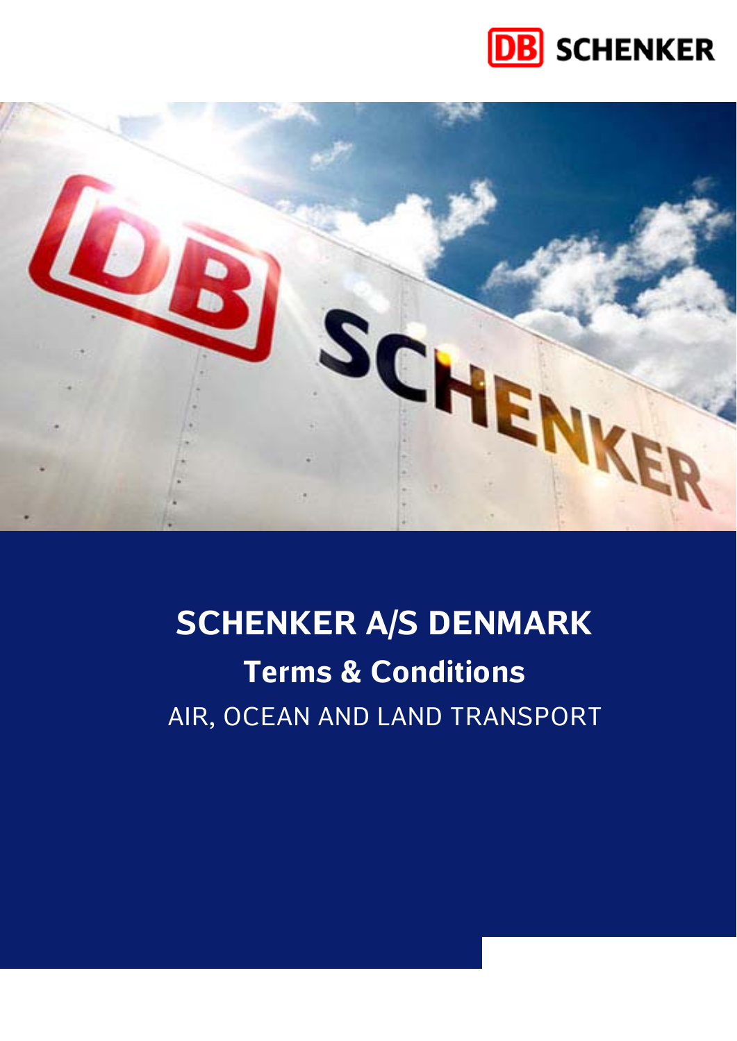# SCHENKER A/S DENMARK

## Terms & Conditions

AIR, OCEAN AND LAND TRANSPORT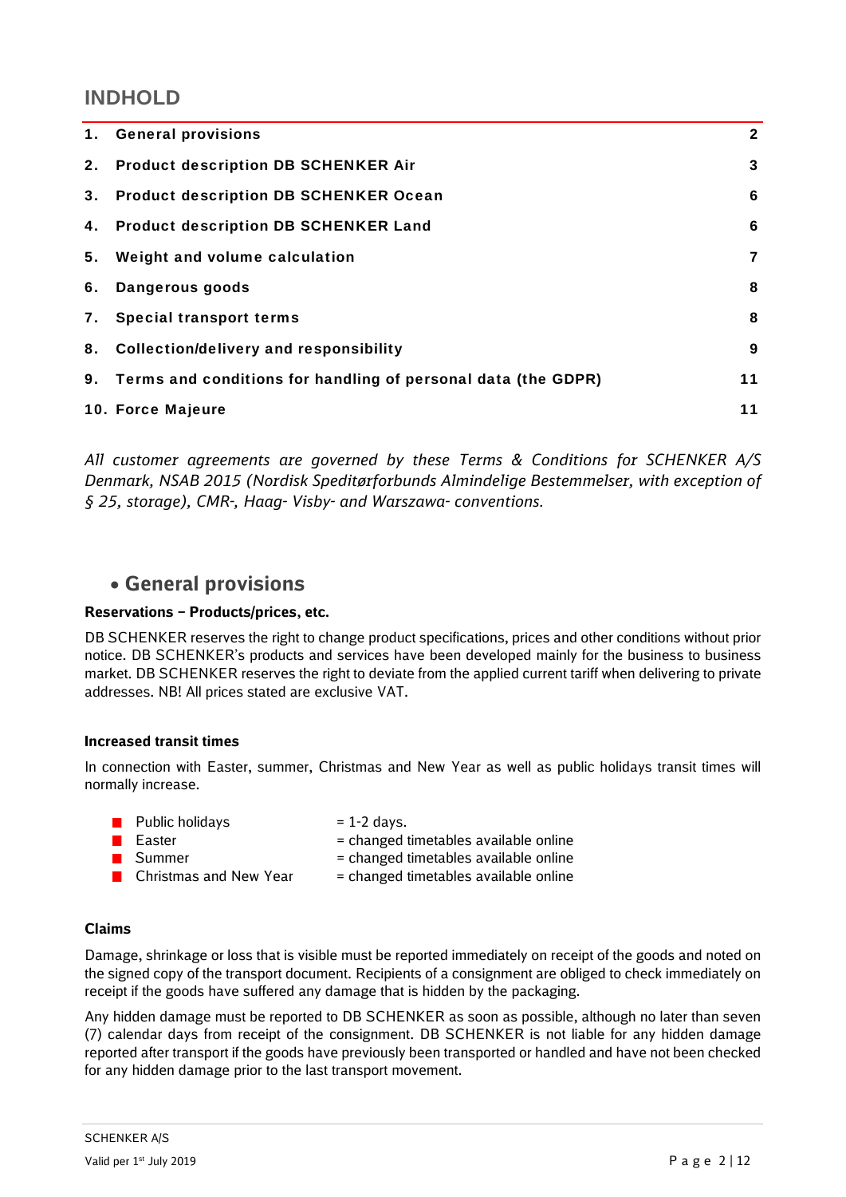## INDHOLD

| | | |
|---|---|---|
| 1. | General provisions | 2 |
| 2. | Product description DB SCHENKER Air | 3 |
| 3. | Product description DB SCHENKER Ocean | 6 |
| 4. | Product description DB SCHENKER Land | 6 |
| 5. | Weight and volume calculation | 7 |
| 6. | Dangerous goods | 8 |
| 7. | Special transport terms | 8 |
| 8. | Collection/delivery and responsibility | 9 |
| 9. | Terms and conditions for handling of personal data (the GDPR) | 11 |
| 10. | Force Majeure | 11 |

*All customer agreements are governed by these Terms & Conditions for SCHENKER A/S Denmark, NSAB 2015 (Nordisk Speditørforbunds Almindelige Bestemmelser, with exception of § 25, storage), CMR-, Haag- Visby- and Warszawa- conventions.*

## • General provisions

### Reservations – Products/prices, etc.

DB SCHENKER reserves the right to change product specifications, prices and other conditions without prior notice. DB SCHENKER's products and services have been developed mainly for the business to business market. DB SCHENKER reserves the right to deviate from the applied current tariff when delivering to private addresses. NB! All prices stated are exclusive VAT.

### Increased transit times

In connection with Easter, summer, Christmas and New Year as well as public holidays transit times will normally increase.

- Public holidays = 1-2 days.
- Easter = changed timetables available online
- Summer = changed timetables available online
- Christmas and New Year = changed timetables available online

### Claims

Damage, shrinkage or loss that is visible must be reported immediately on receipt of the goods and noted on the signed copy of the transport document. Recipients of a consignment are obliged to check immediately on receipt if the goods have suffered any damage that is hidden by the packaging.

Any hidden damage must be reported to DB SCHENKER as soon as possible, although no later than seven (7) calendar days from receipt of the consignment. DB SCHENKER is not liable for any hidden damage reported after transport if the goods have previously been transported or handled and have not been checked for any hidden damage prior to the last transport movement.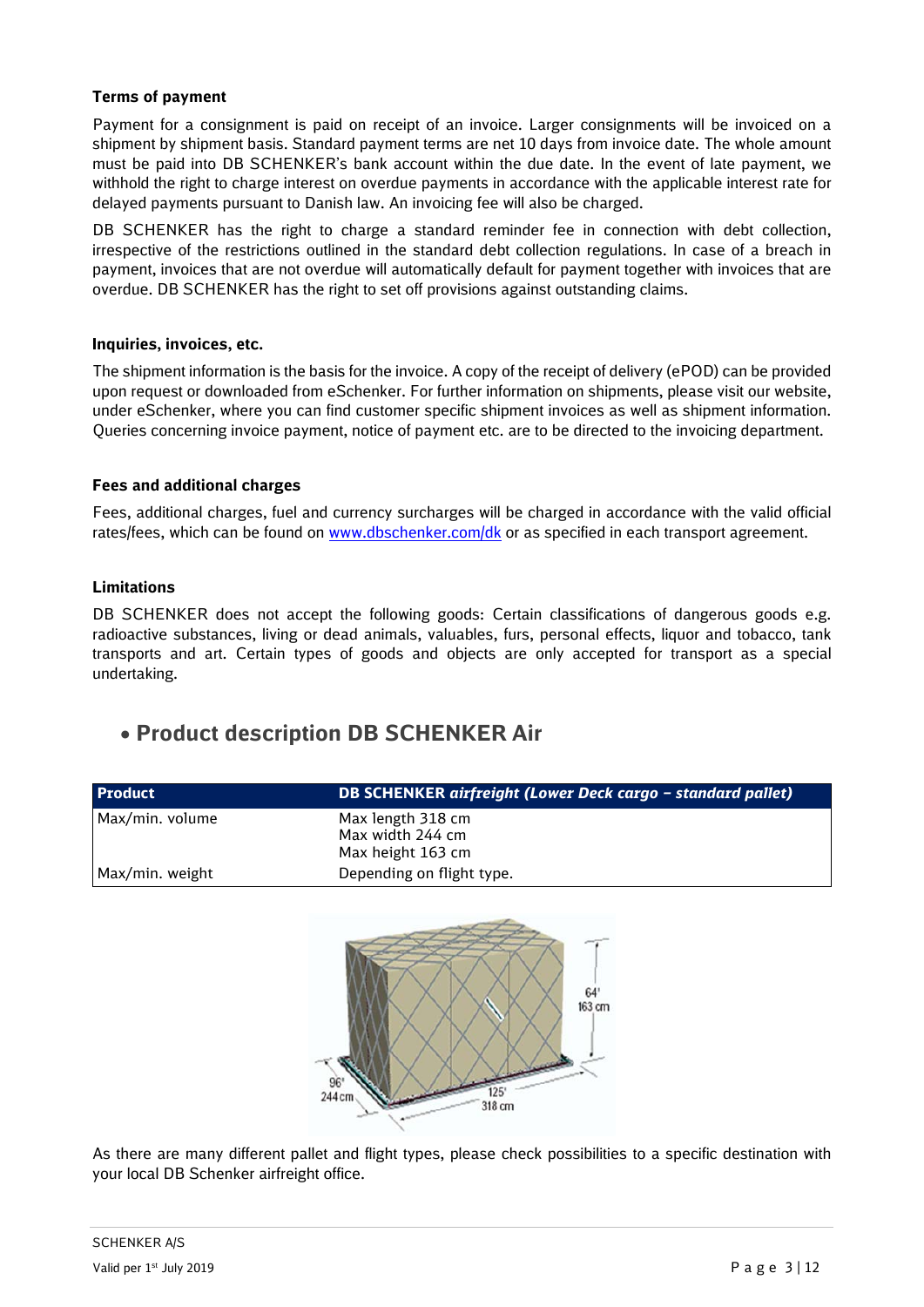### Terms of payment

Payment for a consignment is paid on receipt of an invoice. Larger consignments will be invoiced on a shipment by shipment basis. Standard payment terms are net 10 days from invoice date. The whole amount must be paid into DB SCHENKER's bank account within the due date. In the event of late payment, we withhold the right to charge interest on overdue payments in accordance with the applicable interest rate for delayed payments pursuant to Danish law. An invoicing fee will also be charged.

DB SCHENKER has the right to charge a standard reminder fee in connection with debt collection, irrespective of the restrictions outlined in the standard debt collection regulations. In case of a breach in payment, invoices that are not overdue will automatically default for payment together with invoices that are overdue. DB SCHENKER has the right to set off provisions against outstanding claims.

### Inquiries, invoices, etc.

The shipment information is the basis for the invoice. A copy of the receipt of delivery (ePOD) can be provided upon request or downloaded from eSchenker. For further information on shipments, please visit our website, under eSchenker, where you can find customer specific shipment invoices as well as shipment information. Queries concerning invoice payment, notice of payment etc. are to be directed to the invoicing department.

### Fees and additional charges

Fees, additional charges, fuel and currency surcharges will be charged in accordance with the valid official rates/fees, which can be found on www.dbschenker.com/dk or as specified in each transport agreement.

### Limitations

DB SCHENKER does not accept the following goods: Certain classifications of dangerous goods e.g. radioactive substances, living or dead animals, valuables, furs, personal effects, liquor and tobacco, tank transports and art. Certain types of goods and objects are only accepted for transport as a special undertaking.

## • Product description DB SCHENKER Air

| Product | DB SCHENKER *airfreight (Lower Deck cargo – standard pallet)* |
|---|---|
| Max/min. volume | Max length 318 cm<br>Max width 244 cm<br>Max height 163 cm |
| Max/min. weight | Depending on flight type. |

As there are many different pallet and flight types, please check possibilities to a specific destination with your local DB Schenker airfreight office.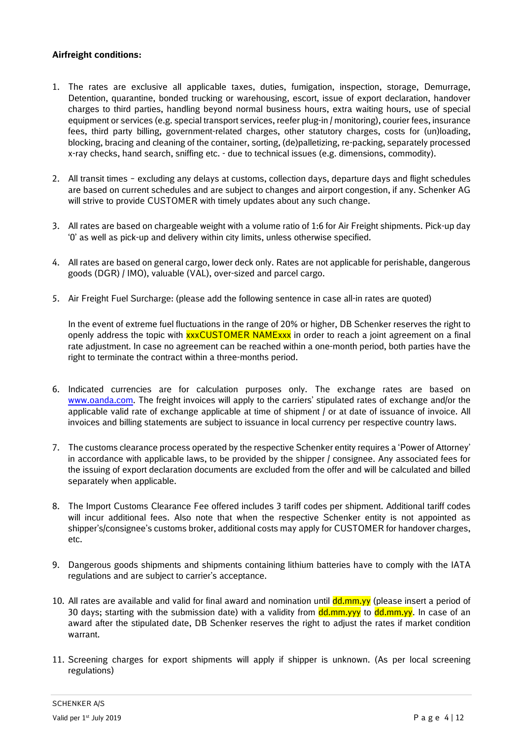**Airfreight conditions:**

1. The rates are exclusive all applicable taxes, duties, fumigation, inspection, storage, Demurrage, Detention, quarantine, bonded trucking or warehousing, escort, issue of export declaration, handover charges to third parties, handling beyond normal business hours, extra waiting hours, use of special equipment or services (e.g. special transport services, reefer plug-in / monitoring), courier fees, insurance fees, third party billing, government-related charges, other statutory charges, costs for (un)loading, blocking, bracing and cleaning of the container, sorting, (de)palletizing, re-packing, separately processed x-ray checks, hand search, sniffing etc. - due to technical issues (e.g. dimensions, commodity).

2. All transit times – excluding any delays at customs, collection days, departure days and flight schedules are based on current schedules and are subject to changes and airport congestion, if any. Schenker AG will strive to provide CUSTOMER with timely updates about any such change.

3. All rates are based on chargeable weight with a volume ratio of 1:6 for Air Freight shipments. Pick-up day '0' as well as pick-up and delivery within city limits, unless otherwise specified.

4. All rates are based on general cargo, lower deck only. Rates are not applicable for perishable, dangerous goods (DGR) / IMO), valuable (VAL), over-sized and parcel cargo.

5. Air Freight Fuel Surcharge: (please add the following sentence in case all-in rates are quoted)

   In the event of extreme fuel fluctuations in the range of 20% or higher, DB Schenker reserves the right to openly address the topic with xxxCUSTOMER NAMExxx in order to reach a joint agreement on a final rate adjustment. In case no agreement can be reached within a one-month period, both parties have the right to terminate the contract within a three-months period.

6. Indicated currencies are for calculation purposes only. The exchange rates are based on www.oanda.com. The freight invoices will apply to the carriers' stipulated rates of exchange and/or the applicable valid rate of exchange applicable at time of shipment / or at date of issuance of invoice. All invoices and billing statements are subject to issuance in local currency per respective country laws.

7. The customs clearance process operated by the respective Schenker entity requires a 'Power of Attorney' in accordance with applicable laws, to be provided by the shipper / consignee. Any associated fees for the issuing of export declaration documents are excluded from the offer and will be calculated and billed separately when applicable.

8. The Import Customs Clearance Fee offered includes 3 tariff codes per shipment. Additional tariff codes will incur additional fees. Also note that when the respective Schenker entity is not appointed as shipper's/consignee's customs broker, additional costs may apply for CUSTOMER for handover charges, etc.

9. Dangerous goods shipments and shipments containing lithium batteries have to comply with the IATA regulations and are subject to carrier's acceptance.

10. All rates are available and valid for final award and nomination until dd.mm.yy (please insert a period of 30 days; starting with the submission date) with a validity from dd.mm.yyy to dd.mm.yy. In case of an award after the stipulated date, DB Schenker reserves the right to adjust the rates if market condition warrant.

11. Screening charges for export shipments will apply if shipper is unknown. (As per local screening regulations)

SCHENKER A/S

Valid per 1st July 2019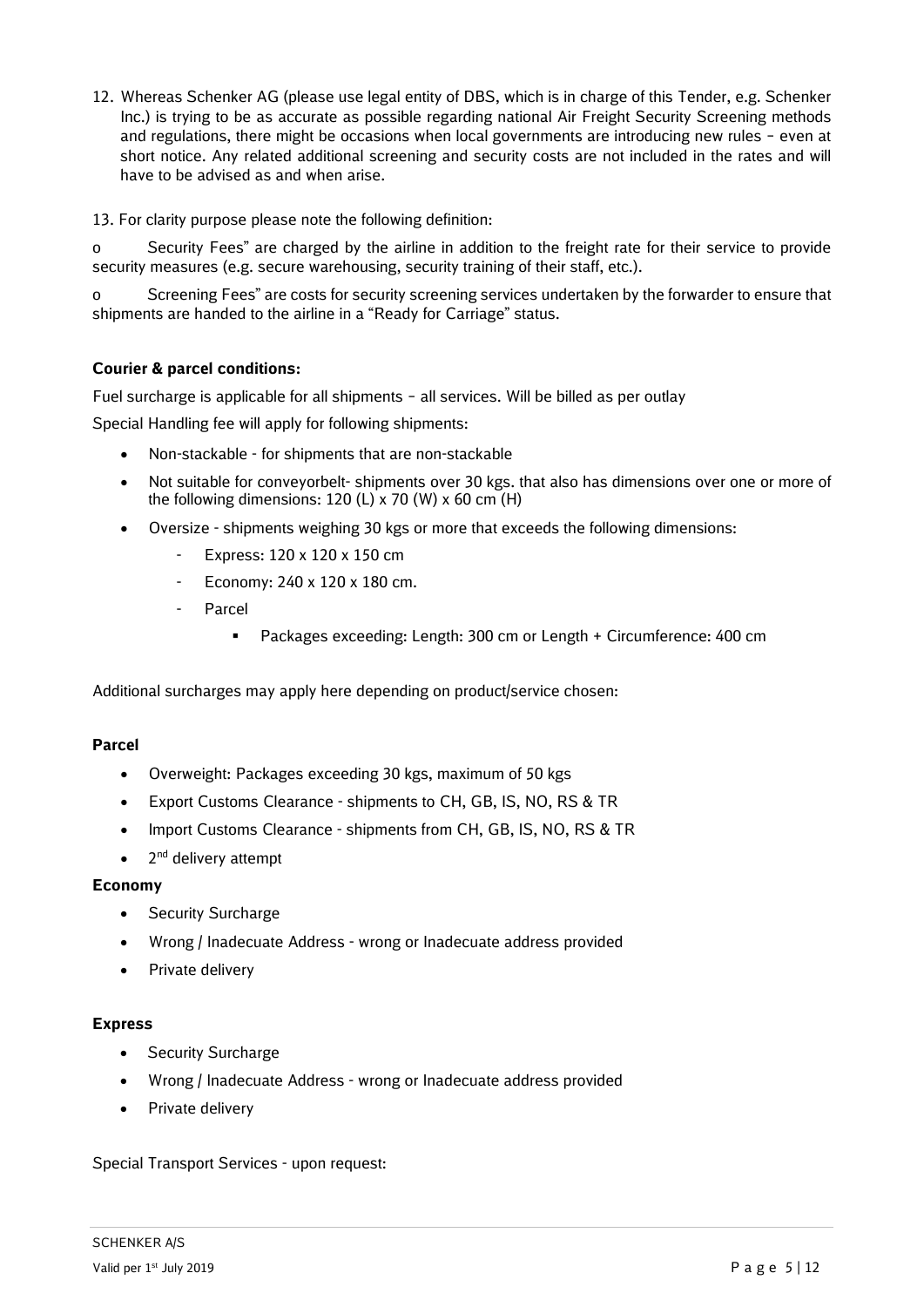12. Whereas Schenker AG (please use legal entity of DBS, which is in charge of this Tender, e.g. Schenker Inc.) is trying to be as accurate as possible regarding national Air Freight Security Screening methods and regulations, there might be occasions when local governments are introducing new rules – even at short notice. Any related additional screening and security costs are not included in the rates and will have to be advised as and when arise.

13. For clarity purpose please note the following definition:

o Security Fees" are charged by the airline in addition to the freight rate for their service to provide security measures (e.g. secure warehousing, security training of their staff, etc.).

o Screening Fees" are costs for security screening services undertaken by the forwarder to ensure that shipments are handed to the airline in a "Ready for Carriage" status.

**Courier & parcel conditions:**

Fuel surcharge is applicable for all shipments – all services. Will be billed as per outlay

Special Handling fee will apply for following shipments:

- Non-stackable - for shipments that are non-stackable
- Not suitable for conveyorbelt- shipments over 30 kgs. that also has dimensions over one or more of the following dimensions: 120 (L) x 70 (W) x 60 cm (H)
- Oversize - shipments weighing 30 kgs or more that exceeds the following dimensions:
  - Express: 120 x 120 x 150 cm
  - Economy: 240 x 120 x 180 cm.
  - Parcel
    - Packages exceeding: Length: 300 cm or Length + Circumference: 400 cm

Additional surcharges may apply here depending on product/service chosen:

**Parcel**

- Overweight: Packages exceeding 30 kgs, maximum of 50 kgs
- Export Customs Clearance - shipments to CH, GB, IS, NO, RS & TR
- Import Customs Clearance - shipments from CH, GB, IS, NO, RS & TR
- 2nd delivery attempt

**Economy**

- Security Surcharge
- Wrong / Inadecuate Address - wrong or Inadecuate address provided
- Private delivery

**Express**

- Security Surcharge
- Wrong / Inadecuate Address - wrong or Inadecuate address provided
- Private delivery

Special Transport Services - upon request: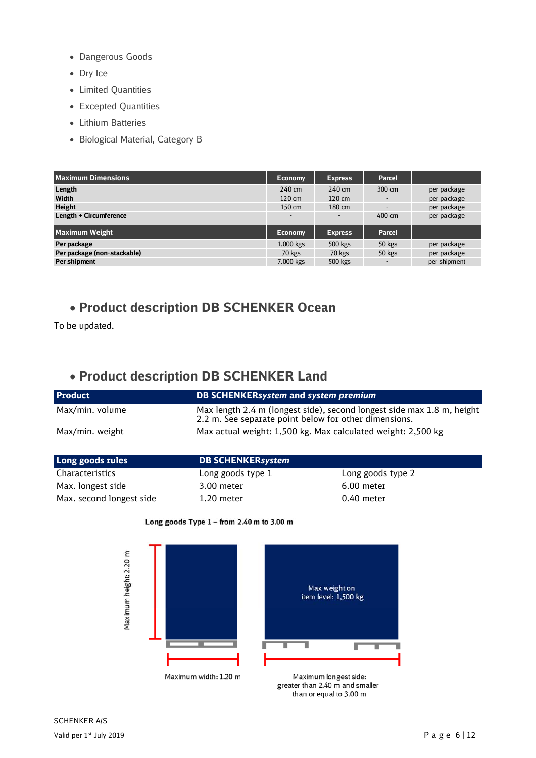- Dangerous Goods
- Dry Ice
- Limited Quantities
- Excepted Quantities
- Lithium Batteries
- Biological Material, Category B

| Maximum Dimensions | Economy | Express | Parcel | |
|---|---|---|---|---|
| **Length** | 240 cm | 240 cm | 300 cm | per package |
| **Width** | 120 cm | 120 cm | - | per package |
| **Height** | 150 cm | 180 cm | - | per package |
| **Length + Circumference** | - | - | 400 cm | per package |
| **Maximum Weight** | **Economy** | **Express** | **Parcel** | |
| **Per package** | 1.000 kgs | 500 kgs | 50 kgs | per package |
| **Per package (non-stackable)** | 70 kgs | 70 kgs | 50 kgs | per package |
| **Per shipment** | 7.000 kgs | 500 kgs | - | per shipment |

## Product description DB SCHENKER Ocean

To be updated.

## Product description DB SCHENKER Land

| Product | DB SCHENKER*system* and *system premium* |
|---|---|
| Max/min. volume | Max length 2.4 m (longest side), second longest side max 1.8 m, height 2.2 m. See separate point below for other dimensions. |
| Max/min. weight | Max actual weight: 1,500 kg. Max calculated weight: 2,500 kg |

| Long goods rules | DB SCHENKER*system* | |
|---|---|---|
| Characteristics | Long goods type 1 | Long goods type 2 |
| Max. longest side | 3.00 meter | 6.00 meter |
| Max. second longest side | 1.20 meter | 0.40 meter |

**Long goods Type 1 – from 2.40 m to 3.00 m**

Maximum height: 2.20 m

Max weight on item level: 1,500 kg

Maximum width: 1.20 m

Maximum longest side: greater than 2.40 m and smaller than or equal to 3.00 m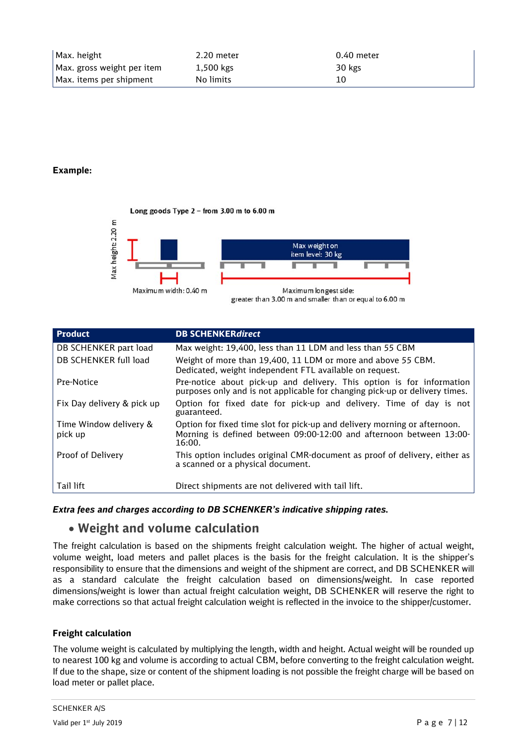| Max. height | 2.20 meter | 0.40 meter |
|---|---|---|
| Max. gross weight per item | 1,500 kgs | 30 kgs |
| Max. items per shipment | No limits | 10 |

**Example:**

Long goods Type 2 – from 3.00 m to 6.00 m

Max height: 2.20 m

Max weight on item level: 30 kg

Maximum width: 0.40 m

Maximum longest side: greater than 3.00 m and smaller than or equal to 6.00 m

| Product | DB SCHENKER*direct* |
|---|---|
| DB SCHENKER part load | Max weight: 19,400, less than 11 LDM and less than 55 CBM |
| DB SCHENKER full load | Weight of more than 19,400, 11 LDM or more and above 55 CBM. Dedicated, weight independent FTL available on request. |
| Pre-Notice | Pre-notice about pick-up and delivery. This option is for information purposes only and is not applicable for changing pick-up or delivery times. |
| Fix Day delivery & pick up | Option for fixed date for pick-up and delivery. Time of day is not guaranteed. |
| Time Window delivery & pick up | Option for fixed time slot for pick-up and delivery morning or afternoon. Morning is defined between 09:00-12:00 and afternoon between 13:00-16:00. |
| Proof of Delivery | This option includes original CMR-document as proof of delivery, either as a scanned or a physical document. |
| Tail lift | Direct shipments are not delivered with tail lift. |

***Extra fees and charges according to DB SCHENKER's indicative shipping rates.***

## • Weight and volume calculation

The freight calculation is based on the shipments freight calculation weight. The higher of actual weight, volume weight, load meters and pallet places is the basis for the freight calculation. It is the shipper's responsibility to ensure that the dimensions and weight of the shipment are correct, and DB SCHENKER will as a standard calculate the freight calculation based on dimensions/weight. In case reported dimensions/weight is lower than actual freight calculation weight, DB SCHENKER will reserve the right to make corrections so that actual freight calculation weight is reflected in the invoice to the shipper/customer.

### Freight calculation

The volume weight is calculated by multiplying the length, width and height. Actual weight will be rounded up to nearest 100 kg and volume is according to actual CBM, before converting to the freight calculation weight. If due to the shape, size or content of the shipment loading is not possible the freight charge will be based on load meter or pallet place.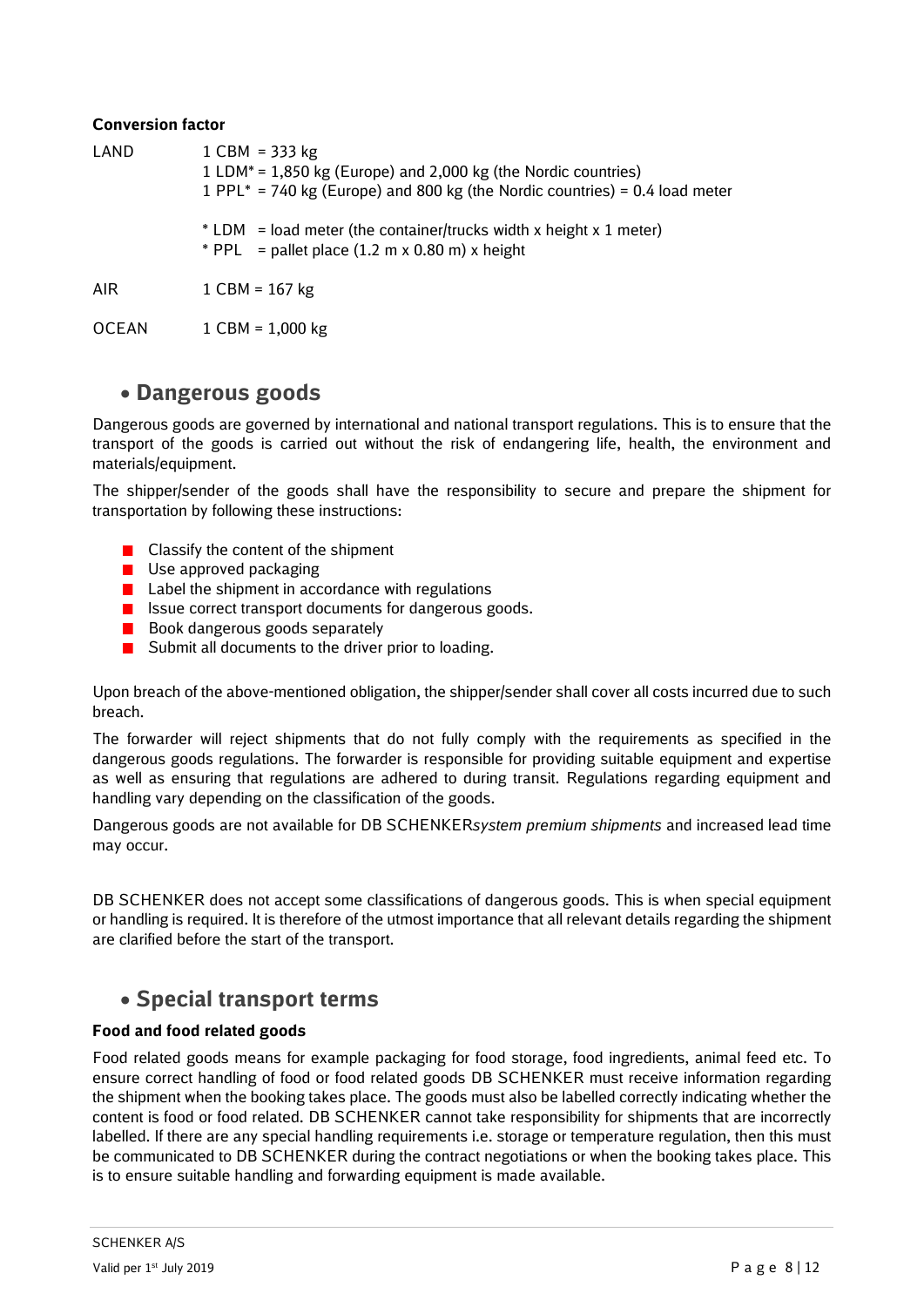**Conversion factor**

| | |
|---|---|
| LAND | 1 CBM = 333 kg<br>1 LDM* = 1,850 kg (Europe) and 2,000 kg (the Nordic countries)<br>1 PPL* = 740 kg (Europe) and 800 kg (the Nordic countries) = 0.4 load meter<br><br>* LDM = load meter (the container/trucks width x height x 1 meter)<br>* PPL = pallet place (1.2 m x 0.80 m) x height |
| AIR | 1 CBM = 167 kg |
| OCEAN | 1 CBM = 1,000 kg |

## • Dangerous goods

Dangerous goods are governed by international and national transport regulations. This is to ensure that the transport of the goods is carried out without the risk of endangering life, health, the environment and materials/equipment.

The shipper/sender of the goods shall have the responsibility to secure and prepare the shipment for transportation by following these instructions:

- Classify the content of the shipment
- Use approved packaging
- Label the shipment in accordance with regulations
- Issue correct transport documents for dangerous goods.
- Book dangerous goods separately
- Submit all documents to the driver prior to loading.

Upon breach of the above-mentioned obligation, the shipper/sender shall cover all costs incurred due to such breach.

The forwarder will reject shipments that do not fully comply with the requirements as specified in the dangerous goods regulations. The forwarder is responsible for providing suitable equipment and expertise as well as ensuring that regulations are adhered to during transit. Regulations regarding equipment and handling vary depending on the classification of the goods.

Dangerous goods are not available for DB SCHENKER*system premium shipments* and increased lead time may occur.

DB SCHENKER does not accept some classifications of dangerous goods. This is when special equipment or handling is required. It is therefore of the utmost importance that all relevant details regarding the shipment are clarified before the start of the transport.

## • Special transport terms

**Food and food related goods**

Food related goods means for example packaging for food storage, food ingredients, animal feed etc. To ensure correct handling of food or food related goods DB SCHENKER must receive information regarding the shipment when the booking takes place. The goods must also be labelled correctly indicating whether the content is food or food related. DB SCHENKER cannot take responsibility for shipments that are incorrectly labelled. If there are any special handling requirements i.e. storage or temperature regulation, then this must be communicated to DB SCHENKER during the contract negotiations or when the booking takes place. This is to ensure suitable handling and forwarding equipment is made available.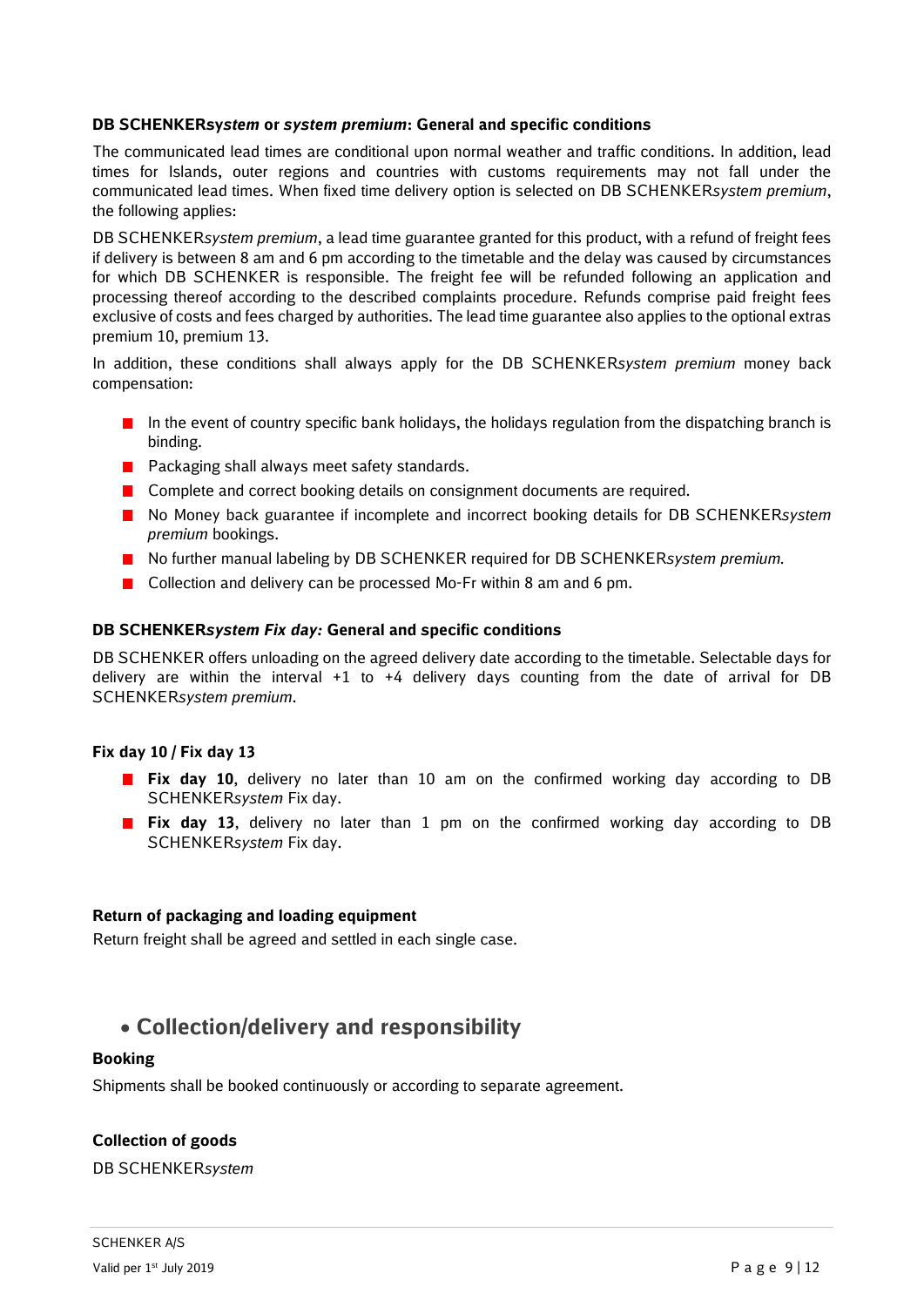**DB SCHENKERsy*stem* or *system premium*: General and specific conditions**

The communicated lead times are conditional upon normal weather and traffic conditions. In addition, lead times for Islands, outer regions and countries with customs requirements may not fall under the communicated lead times. When fixed time delivery option is selected on DB SCHENKER*system premium*, the following applies:

DB SCHENKER*system premium*, a lead time guarantee granted for this product, with a refund of freight fees if delivery is between 8 am and 6 pm according to the timetable and the delay was caused by circumstances for which DB SCHENKER is responsible. The freight fee will be refunded following an application and processing thereof according to the described complaints procedure. Refunds comprise paid freight fees exclusive of costs and fees charged by authorities. The lead time guarantee also applies to the optional extras premium 10, premium 13.

In addition, these conditions shall always apply for the DB SCHENKER*system premium* money back compensation:

- In the event of country specific bank holidays, the holidays regulation from the dispatching branch is binding.
- Packaging shall always meet safety standards.
- Complete and correct booking details on consignment documents are required.
- No Money back guarantee if incomplete and incorrect booking details for DB SCHENKER*system premium* bookings.
- No further manual labeling by DB SCHENKER required for DB SCHENKER*system premium*.
- Collection and delivery can be processed Mo-Fr within 8 am and 6 pm.

**DB SCHENKER*system Fix day:* General and specific conditions**

DB SCHENKER offers unloading on the agreed delivery date according to the timetable. Selectable days for delivery are within the interval +1 to +4 delivery days counting from the date of arrival for DB SCHENKER*system premium*.

**Fix day 10 / Fix day 13**

- **Fix day 10**, delivery no later than 10 am on the confirmed working day according to DB SCHENKER*system* Fix day.
- **Fix day 13**, delivery no later than 1 pm on the confirmed working day according to DB SCHENKER*system* Fix day.

**Return of packaging and loading equipment**

Return freight shall be agreed and settled in each single case.

## • Collection/delivery and responsibility

**Booking**

Shipments shall be booked continuously or according to separate agreement.

**Collection of goods**

DB SCHENKER*system*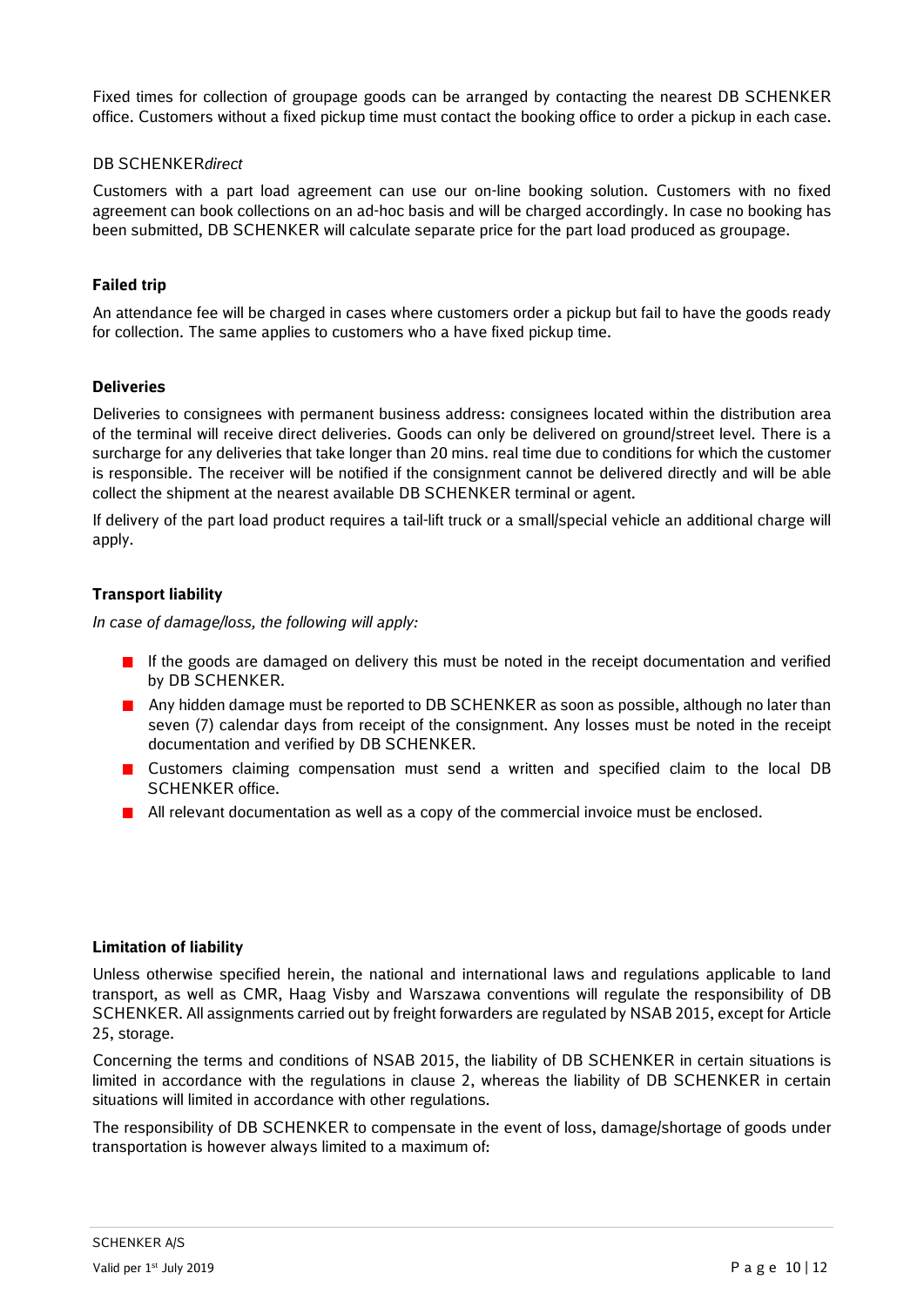Fixed times for collection of groupage goods can be arranged by contacting the nearest DB SCHENKER office. Customers without a fixed pickup time must contact the booking office to order a pickup in each case.

DB SCHENKER*direct*

Customers with a part load agreement can use our on-line booking solution. Customers with no fixed agreement can book collections on an ad-hoc basis and will be charged accordingly. In case no booking has been submitted, DB SCHENKER will calculate separate price for the part load produced as groupage.

**Failed trip**

An attendance fee will be charged in cases where customers order a pickup but fail to have the goods ready for collection. The same applies to customers who a have fixed pickup time.

**Deliveries**

Deliveries to consignees with permanent business address: consignees located within the distribution area of the terminal will receive direct deliveries. Goods can only be delivered on ground/street level. There is a surcharge for any deliveries that take longer than 20 mins. real time due to conditions for which the customer is responsible. The receiver will be notified if the consignment cannot be delivered directly and will be able collect the shipment at the nearest available DB SCHENKER terminal or agent.

If delivery of the part load product requires a tail-lift truck or a small/special vehicle an additional charge will apply.

**Transport liability**

*In case of damage/loss, the following will apply:*

- If the goods are damaged on delivery this must be noted in the receipt documentation and verified by DB SCHENKER.
- Any hidden damage must be reported to DB SCHENKER as soon as possible, although no later than seven (7) calendar days from receipt of the consignment. Any losses must be noted in the receipt documentation and verified by DB SCHENKER.
- Customers claiming compensation must send a written and specified claim to the local DB SCHENKER office.
- All relevant documentation as well as a copy of the commercial invoice must be enclosed.

**Limitation of liability**

Unless otherwise specified herein, the national and international laws and regulations applicable to land transport, as well as CMR, Haag Visby and Warszawa conventions will regulate the responsibility of DB SCHENKER. All assignments carried out by freight forwarders are regulated by NSAB 2015, except for Article 25, storage.

Concerning the terms and conditions of NSAB 2015, the liability of DB SCHENKER in certain situations is limited in accordance with the regulations in clause 2, whereas the liability of DB SCHENKER in certain situations will limited in accordance with other regulations.

The responsibility of DB SCHENKER to compensate in the event of loss, damage/shortage of goods under transportation is however always limited to a maximum of: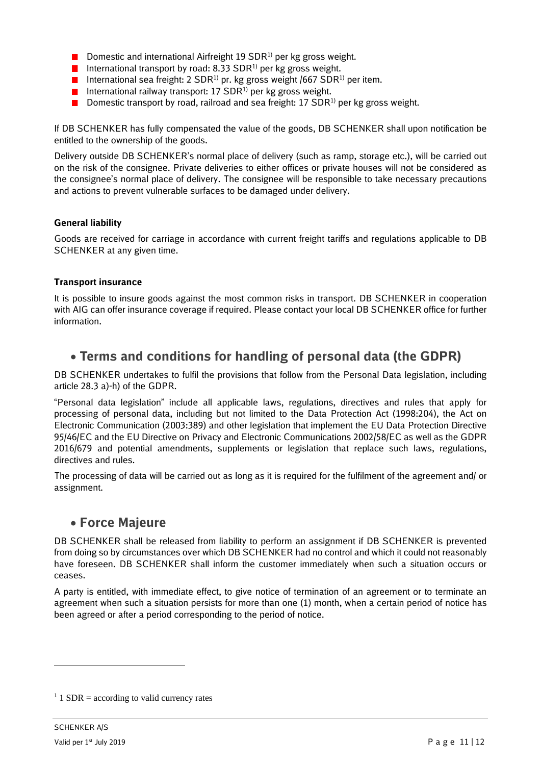- Domestic and international Airfreight 19 SDR[1)] per kg gross weight.
- International transport by road: 8.33 SDR[1)] per kg gross weight.
- International sea freight: 2 SDR[1)] pr. kg gross weight /667 SDR[1)] per item.
- International railway transport: 17 SDR[1)] per kg gross weight.
- Domestic transport by road, railroad and sea freight: 17 SDR[1)] per kg gross weight.

If DB SCHENKER has fully compensated the value of the goods, DB SCHENKER shall upon notification be entitled to the ownership of the goods.

Delivery outside DB SCHENKER's normal place of delivery (such as ramp, storage etc.), will be carried out on the risk of the consignee. Private deliveries to either offices or private houses will not be considered as the consignee's normal place of delivery. The consignee will be responsible to take necessary precautions and actions to prevent vulnerable surfaces to be damaged under delivery.

**General liability**

Goods are received for carriage in accordance with current freight tariffs and regulations applicable to DB SCHENKER at any given time.

**Transport insurance**

It is possible to insure goods against the most common risks in transport. DB SCHENKER in cooperation with AIG can offer insurance coverage if required. Please contact your local DB SCHENKER office for further information.

## • Terms and conditions for handling of personal data (the GDPR)

DB SCHENKER undertakes to fulfil the provisions that follow from the Personal Data legislation, including article 28.3 a)-h) of the GDPR.

"Personal data legislation" include all applicable laws, regulations, directives and rules that apply for processing of personal data, including but not limited to the Data Protection Act (1998:204), the Act on Electronic Communication (2003:389) and other legislation that implement the EU Data Protection Directive 95/46/EC and the EU Directive on Privacy and Electronic Communications 2002/58/EC as well as the GDPR 2016/679 and potential amendments, supplements or legislation that replace such laws, regulations, directives and rules.

The processing of data will be carried out as long as it is required for the fulfilment of the agreement and/ or assignment.

## • Force Majeure

DB SCHENKER shall be released from liability to perform an assignment if DB SCHENKER is prevented from doing so by circumstances over which DB SCHENKER had no control and which it could not reasonably have foreseen. DB SCHENKER shall inform the customer immediately when such a situation occurs or ceases.

A party is entitled, with immediate effect, to give notice of termination of an agreement or to terminate an agreement when such a situation persists for more than one (1) month, when a certain period of notice has been agreed or after a period corresponding to the period of notice.

---

[1] 1 SDR = according to valid currency rates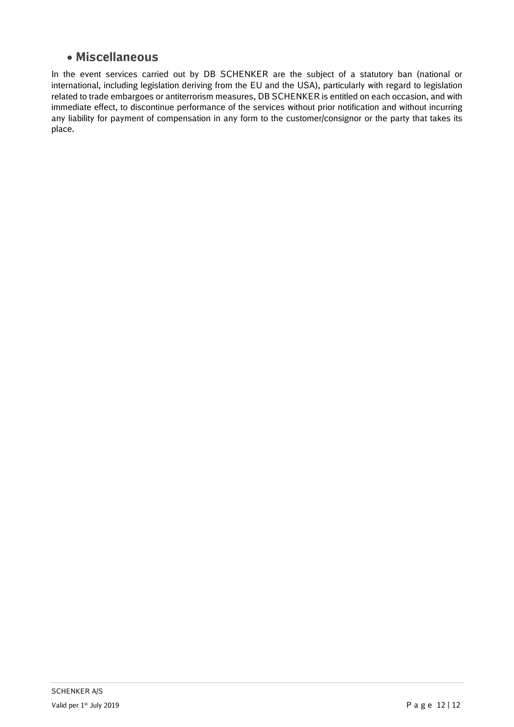- **Miscellaneous**

In the event services carried out by DB SCHENKER are the subject of a statutory ban (national or international, including legislation deriving from the EU and the USA), particularly with regard to legislation related to trade embargoes or antiterrorism measures, DB SCHENKER is entitled on each occasion, and with immediate effect, to discontinue performance of the services without prior notification and without incurring any liability for payment of compensation in any form to the customer/consignor or the party that takes its place.